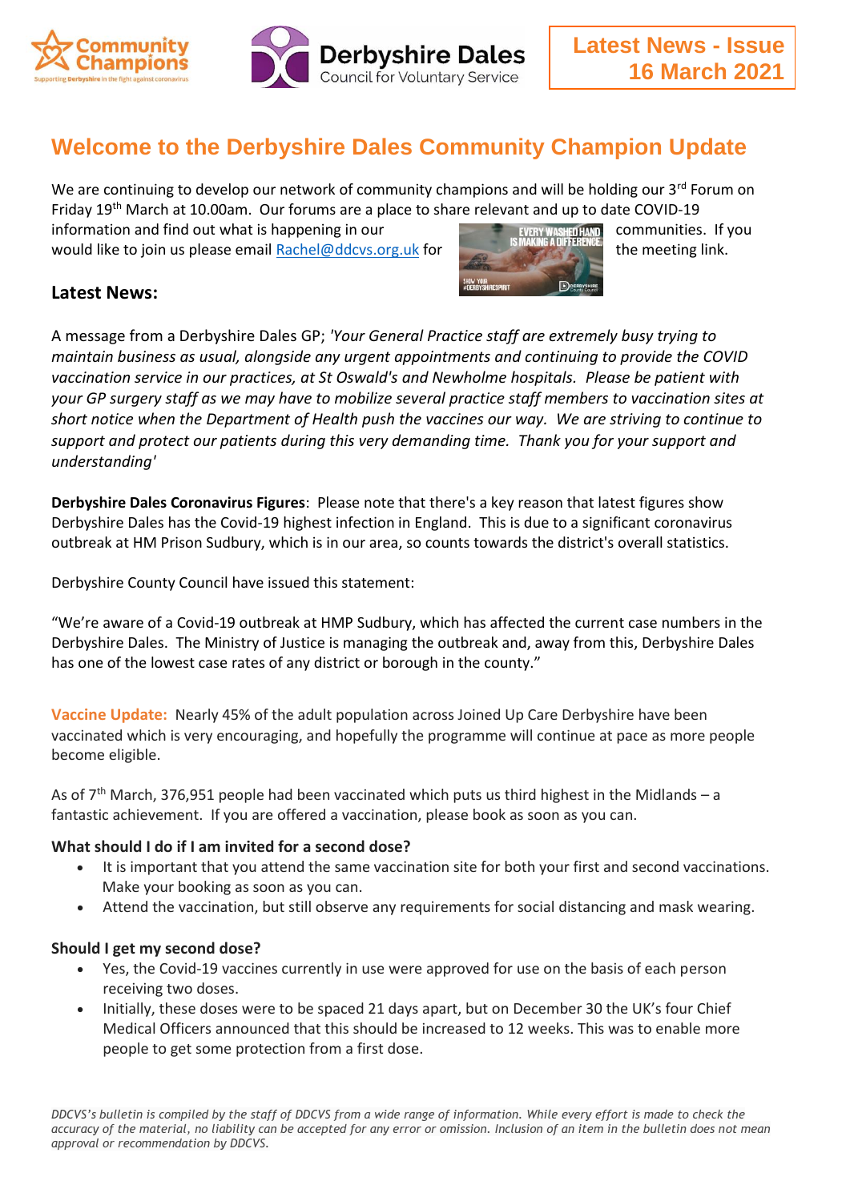Latest News - Issue 16 March 2021

# Welcome to the Derbyshire Dales Community Champion Update

We are continuing to develop our network of community champions and will be holding our 3rd Forum on Friday 19th March at 10.00am. Our forums are a place to share relevant and up to date COVID-19 information and find out what is happening in our communities. If you would like to join us please email Rachel@ddcvs.org.uk for the meeting link.

## Latest News:

A message from a Derbyshire Dales GP; *'Your General Practice staff are extremely busy trying to maintain business as usual, alongside any urgent appointments and continuing to provide the COVID vaccination service in our practices, at St Oswald's and Newholme hospitals. Please be patient with your GP surgery staff as we may have to mobilize several practice staff members to vaccination sites at short notice when the Department of Health push the vaccines our way. We are striving to continue to support and protect our patients during this very demanding time. Thank you for your support and understanding'*

**Derbyshire Dales Coronavirus Figures**: Please note that there's a key reason that latest figures show Derbyshire Dales has the Covid-19 highest infection in England. This is due to a significant coronavirus outbreak at HM Prison Sudbury, which is in our area, so counts towards the district's overall statistics.

Derbyshire County Council have issued this statement:

"We're aware of a Covid-19 outbreak at HMP Sudbury, which has affected the current case numbers in the Derbyshire Dales. The Ministry of Justice is managing the outbreak and, away from this, Derbyshire Dales has one of the lowest case rates of any district or borough in the county."

**Vaccine Update:** Nearly 45% of the adult population across Joined Up Care Derbyshire have been vaccinated which is very encouraging, and hopefully the programme will continue at pace as more people become eligible.

As of 7th March, 376,951 people had been vaccinated which puts us third highest in the Midlands – a fantastic achievement. If you are offered a vaccination, please book as soon as you can.

### What should I do if I am invited for a second dose?

- It is important that you attend the same vaccination site for both your first and second vaccinations. Make your booking as soon as you can.
- Attend the vaccination, but still observe any requirements for social distancing and mask wearing.

### Should I get my second dose?

- Yes, the Covid-19 vaccines currently in use were approved for use on the basis of each person receiving two doses.
- Initially, these doses were to be spaced 21 days apart, but on December 30 the UK's four Chief Medical Officers announced that this should be increased to 12 weeks. This was to enable more people to get some protection from a first dose.

*DDCVS's bulletin is compiled by the staff of DDCVS from a wide range of information. While every effort is made to check the accuracy of the material, no liability can be accepted for any error or omission. Inclusion of an item in the bulletin does not mean approval or recommendation by DDCVS.*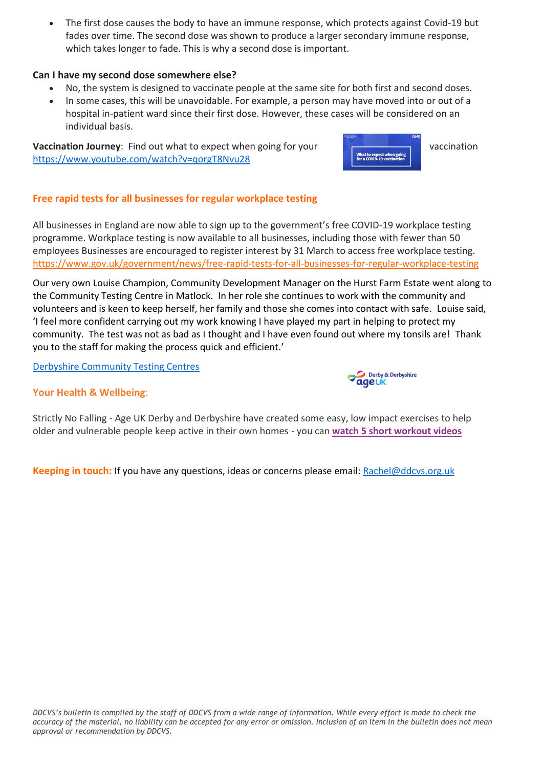- The first dose causes the body to have an immune response, which protects against Covid-19 but fades over time. The second dose was shown to produce a larger secondary immune response, which takes longer to fade. This is why a second dose is important.

**Can I have my second dose somewhere else?**

- No, the system is designed to vaccinate people at the same site for both first and second doses.
- In some cases, this will be unavoidable. For example, a person may have moved into or out of a hospital in-patient ward since their first dose. However, these cases will be considered on an individual basis.

**Vaccination Journey**: Find out what to expect when going for your vaccination https://www.youtube.com/watch?v=qorgT8Nvu28

## Free rapid tests for all businesses for regular workplace testing

All businesses in England are now able to sign up to the government's free COVID-19 workplace testing programme. Workplace testing is now available to all businesses, including those with fewer than 50 employees Businesses are encouraged to register interest by 31 March to access free workplace testing. https://www.gov.uk/government/news/free-rapid-tests-for-all-businesses-for-regular-workplace-testing

Our very own Louise Champion, Community Development Manager on the Hurst Farm Estate went along to the Community Testing Centre in Matlock. In her role she continues to work with the community and volunteers and is keen to keep herself, her family and those she comes into contact with safe. Louise said, 'I feel more confident carrying out my work knowing I have played my part in helping to protect my community. The test was not as bad as I thought and I have even found out where my tonsils are! Thank you to the staff for making the process quick and efficient.'

Derbyshire Community Testing Centres

## Your Health & Wellbeing:

Strictly No Falling - Age UK Derby and Derbyshire have created some easy, low impact exercises to help older and vulnerable people keep active in their own homes - you can **watch 5 short workout videos**

**Keeping in touch:** If you have any questions, ideas or concerns please email: Rachel@ddcvs.org.uk

*DDCVS's bulletin is compiled by the staff of DDCVS from a wide range of information. While every effort is made to check the accuracy of the material, no liability can be accepted for any error or omission. Inclusion of an item in the bulletin does not mean approval or recommendation by DDCVS.*